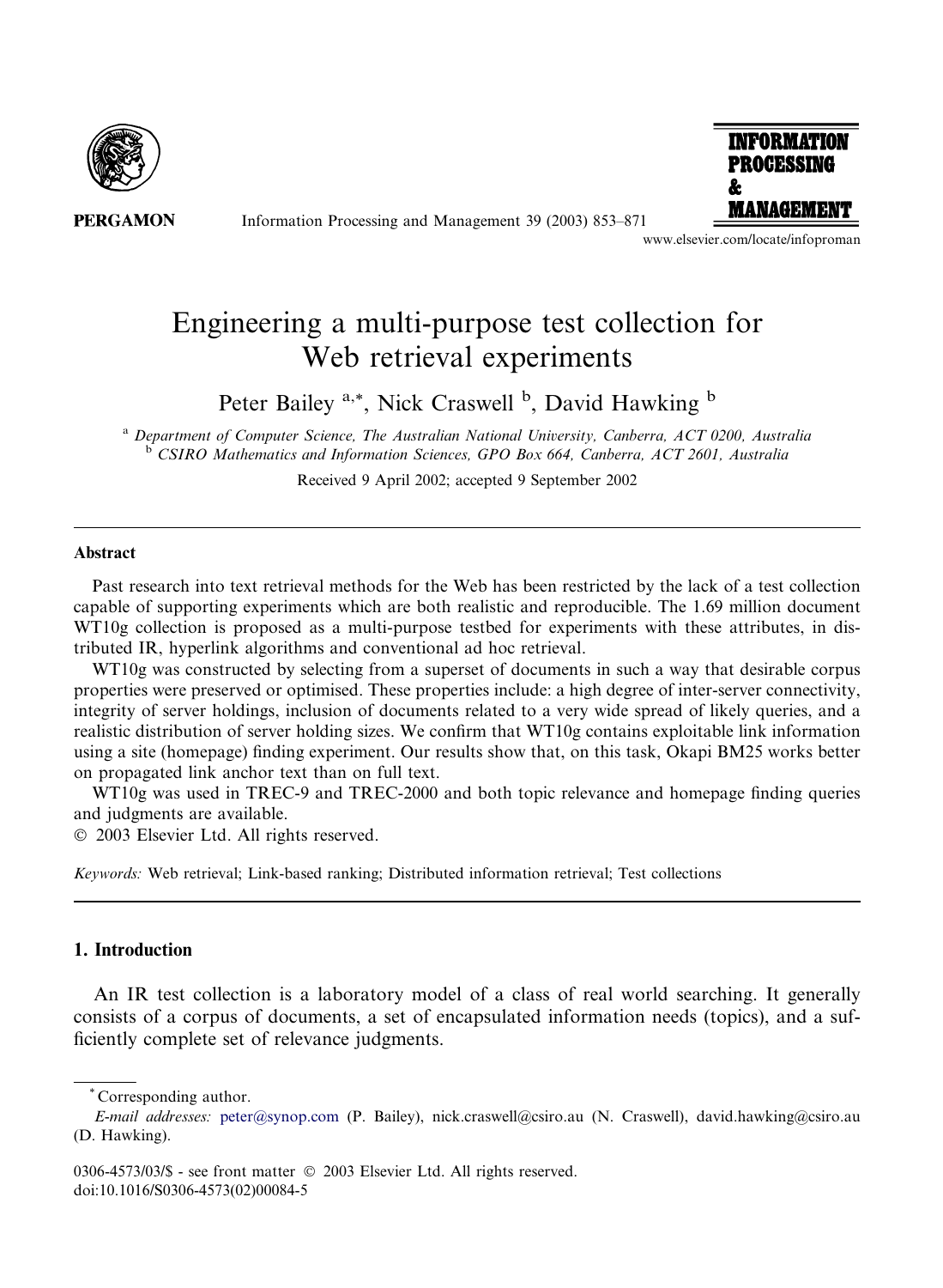# Engineering a multi-purpose test collection for Web retrieval experiments

Peter Bailey [a,*], Nick Craswell [b], David Hawking [b]

[a] Department of Computer Science, The Australian National University, Canberra, ACT 0200, Australia
[b] CSIRO Mathematics and Information Sciences, GPO Box 664, Canberra, ACT 2601, Australia

Received 9 April 2002; accepted 9 September 2002

## Abstract

Past research into text retrieval methods for the Web has been restricted by the lack of a test collection capable of supporting experiments which are both realistic and reproducible. The 1.69 million document WT10g collection is proposed as a multi-purpose testbed for experiments with these attributes, in distributed IR, hyperlink algorithms and conventional ad hoc retrieval.

WT10g was constructed by selecting from a superset of documents in such a way that desirable corpus properties were preserved or optimised. These properties include: a high degree of inter-server connectivity, integrity of server holdings, inclusion of documents related to a very wide spread of likely queries, and a realistic distribution of server holding sizes. We confirm that WT10g contains exploitable link information using a site (homepage) finding experiment. Our results show that, on this task, Okapi BM25 works better on propagated link anchor text than on full text.

WT10g was used in TREC-9 and TREC-2000 and both topic relevance and homepage finding queries and judgments are available.

© 2003 Elsevier Ltd. All rights reserved.

*Keywords:* Web retrieval; Link-based ranking; Distributed information retrieval; Test collections

## 1. Introduction

An IR test collection is a laboratory model of a class of real world searching. It generally consists of a corpus of documents, a set of encapsulated information needs (topics), and a sufficiently complete set of relevance judgments.

---

\* Corresponding author.

*E-mail addresses:* peter@synop.com (P. Bailey), nick.craswell@csiro.au (N. Craswell), david.hawking@csiro.au (D. Hawking).

0306-4573/03/$ - see front matter © 2003 Elsevier Ltd. All rights reserved.
doi:10.1016/S0306-4573(02)00084-5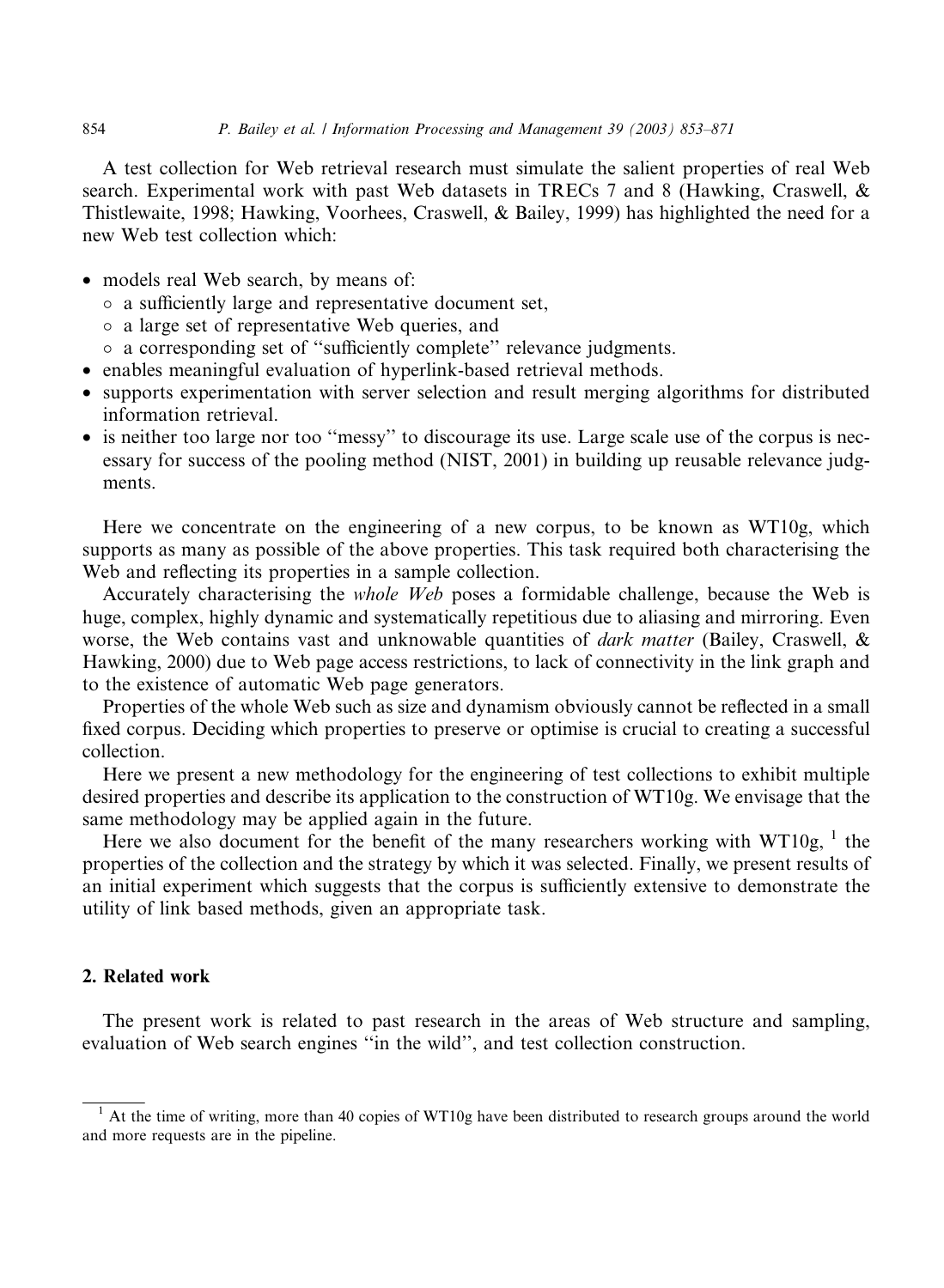A test collection for Web retrieval research must simulate the salient properties of real Web search. Experimental work with past Web datasets in TRECs 7 and 8 (Hawking, Craswell, & Thistlewaite, 1998; Hawking, Voorhees, Craswell, & Bailey, 1999) has highlighted the need for a new Web test collection which:

- models real Web search, by means of:
  - a sufficiently large and representative document set,
  - a large set of representative Web queries, and
  - a corresponding set of ''sufficiently complete'' relevance judgments.
- enables meaningful evaluation of hyperlink-based retrieval methods.
- supports experimentation with server selection and result merging algorithms for distributed information retrieval.
- is neither too large nor too ''messy'' to discourage its use. Large scale use of the corpus is necessary for success of the pooling method (NIST, 2001) in building up reusable relevance judgments.

Here we concentrate on the engineering of a new corpus, to be known as WT10g, which supports as many as possible of the above properties. This task required both characterising the Web and reflecting its properties in a sample collection.

Accurately characterising the *whole Web* poses a formidable challenge, because the Web is huge, complex, highly dynamic and systematically repetitious due to aliasing and mirroring. Even worse, the Web contains vast and unknowable quantities of *dark matter* (Bailey, Craswell, & Hawking, 2000) due to Web page access restrictions, to lack of connectivity in the link graph and to the existence of automatic Web page generators.

Properties of the whole Web such as size and dynamism obviously cannot be reflected in a small fixed corpus. Deciding which properties to preserve or optimise is crucial to creating a successful collection.

Here we present a new methodology for the engineering of test collections to exhibit multiple desired properties and describe its application to the construction of WT10g. We envisage that the same methodology may be applied again in the future.

Here we also document for the benefit of the many researchers working with WT10g, [1] the properties of the collection and the strategy by which it was selected. Finally, we present results of an initial experiment which suggests that the corpus is sufficiently extensive to demonstrate the utility of link based methods, given an appropriate task.

## 2. Related work

The present work is related to past research in the areas of Web structure and sampling, evaluation of Web search engines ''in the wild'', and test collection construction.

[1] At the time of writing, more than 40 copies of WT10g have been distributed to research groups around the world and more requests are in the pipeline.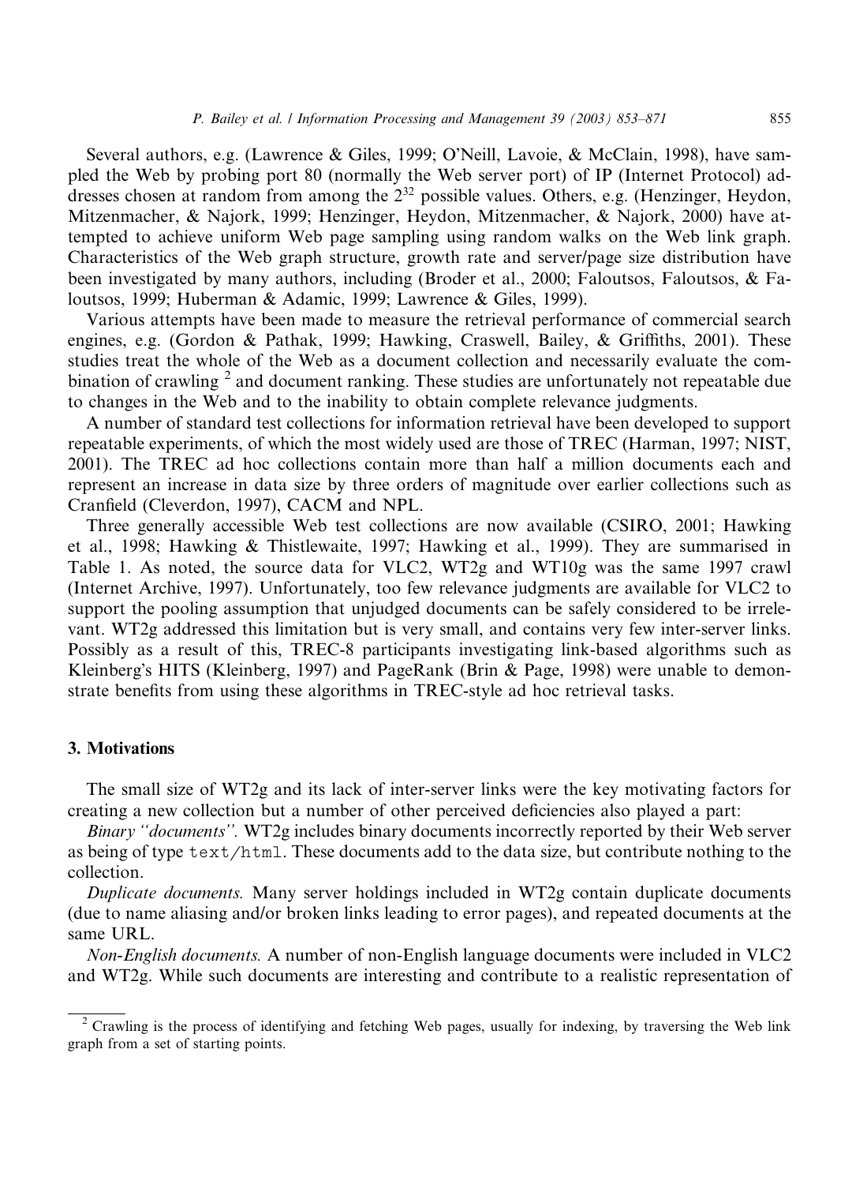Several authors, e.g. (Lawrence & Giles, 1999; O'Neill, Lavoie, & McClain, 1998), have sampled the Web by probing port 80 (normally the Web server port) of IP (Internet Protocol) addresses chosen at random from among the $2^{32}$ possible values. Others, e.g. (Henzinger, Heydon, Mitzenmacher, & Najork, 1999; Henzinger, Heydon, Mitzenmacher, & Najork, 2000) have attempted to achieve uniform Web page sampling using random walks on the Web link graph. Characteristics of the Web graph structure, growth rate and server/page size distribution have been investigated by many authors, including (Broder et al., 2000; Faloutsos, Faloutsos, & Faloutsos, 1999; Huberman & Adamic, 1999; Lawrence & Giles, 1999).

Various attempts have been made to measure the retrieval performance of commercial search engines, e.g. (Gordon & Pathak, 1999; Hawking, Craswell, Bailey, & Griffiths, 2001). These studies treat the whole of the Web as a document collection and necessarily evaluate the combination of crawling [2] and document ranking. These studies are unfortunately not repeatable due to changes in the Web and to the inability to obtain complete relevance judgments.

A number of standard test collections for information retrieval have been developed to support repeatable experiments, of which the most widely used are those of TREC (Harman, 1997; NIST, 2001). The TREC ad hoc collections contain more than half a million documents each and represent an increase in data size by three orders of magnitude over earlier collections such as Cranfield (Cleverdon, 1997), CACM and NPL.

Three generally accessible Web test collections are now available (CSIRO, 2001; Hawking et al., 1998; Hawking & Thistlewaite, 1997; Hawking et al., 1999). They are summarised in Table 1. As noted, the source data for VLC2, WT2g and WT10g was the same 1997 crawl (Internet Archive, 1997). Unfortunately, too few relevance judgments are available for VLC2 to support the pooling assumption that unjudged documents can be safely considered to be irrelevant. WT2g addressed this limitation but is very small, and contains very few inter-server links. Possibly as a result of this, TREC-8 participants investigating link-based algorithms such as Kleinberg's HITS (Kleinberg, 1997) and PageRank (Brin & Page, 1998) were unable to demonstrate benefits from using these algorithms in TREC-style ad hoc retrieval tasks.

## 3. Motivations

The small size of WT2g and its lack of inter-server links were the key motivating factors for creating a new collection but a number of other perceived deficiencies also played a part:

*Binary "documents".* WT2g includes binary documents incorrectly reported by their Web server as being of type `text/html`. These documents add to the data size, but contribute nothing to the collection.

*Duplicate documents.* Many server holdings included in WT2g contain duplicate documents (due to name aliasing and/or broken links leading to error pages), and repeated documents at the same URL.

*Non-English documents.* A number of non-English language documents were included in VLC2 and WT2g. While such documents are interesting and contribute to a realistic representation of

[2] Crawling is the process of identifying and fetching Web pages, usually for indexing, by traversing the Web link graph from a set of starting points.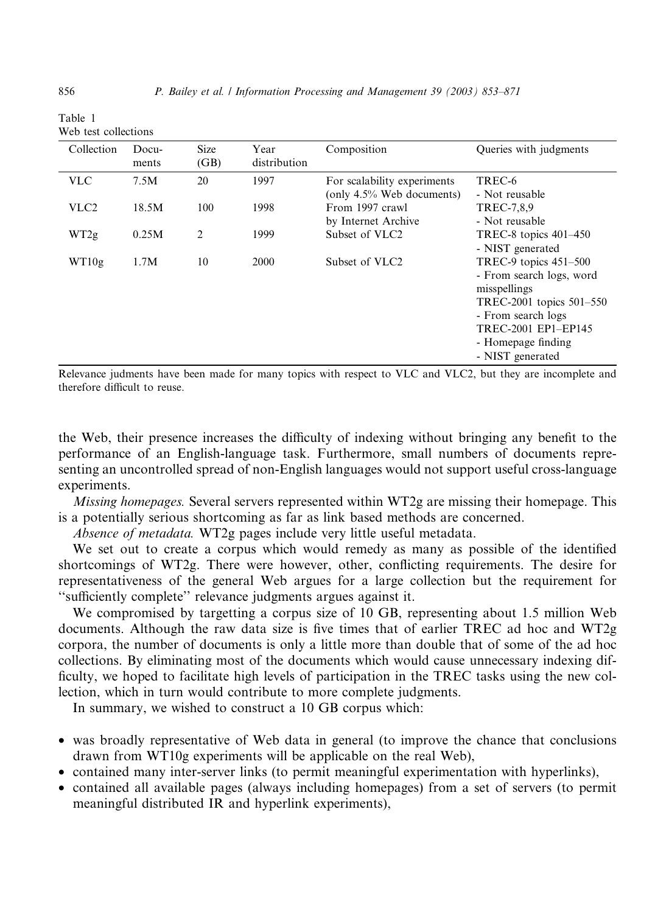Table 1
Web test collections

| Collection | Documents | Size (GB) | Year distribution | Composition | Queries with judgments |
|---|---|---|---|---|---|
| VLC | 7.5M | 20 | 1997 | For scalability experiments (only 4.5% Web documents) | TREC-6 - Not reusable |
| VLC2 | 18.5M | 100 | 1998 | From 1997 crawl by Internet Archive | TREC-7,8,9 - Not reusable |
| WT2g | 0.25M | 2 | 1999 | Subset of VLC2 | TREC-8 topics 401–450 - NIST generated |
| WT10g | 1.7M | 10 | 2000 | Subset of VLC2 | TREC-9 topics 451–500 - From search logs, word misspellings<br>TREC-2001 topics 501–550 - From search logs<br>TREC-2001 EP1–EP145 - Homepage finding - NIST generated |

Relevance judgments have been made for many topics with respect to VLC and VLC2, but they are incomplete and therefore difficult to reuse.

the Web, their presence increases the difficulty of indexing without bringing any benefit to the performance of an English-language task. Furthermore, small numbers of documents representing an uncontrolled spread of non-English languages would not support useful cross-language experiments.

*Missing homepages.* Several servers represented within WT2g are missing their homepage. This is a potentially serious shortcoming as far as link based methods are concerned.

*Absence of metadata.* WT2g pages include very little useful metadata.

We set out to create a corpus which would remedy as many as possible of the identified shortcomings of WT2g. There were however, other, conflicting requirements. The desire for representativeness of the general Web argues for a large collection but the requirement for "sufficiently complete" relevance judgments argues against it.

We compromised by targetting a corpus size of 10 GB, representing about 1.5 million Web documents. Although the raw data size is five times that of earlier TREC ad hoc and WT2g corpora, the number of documents is only a little more than double that of some of the ad hoc collections. By eliminating most of the documents which would cause unnecessary indexing difficulty, we hoped to facilitate high levels of participation in the TREC tasks using the new collection, which in turn would contribute to more complete judgments.

In summary, we wished to construct a 10 GB corpus which:

- was broadly representative of Web data in general (to improve the chance that conclusions drawn from WT10g experiments will be applicable on the real Web),
- contained many inter-server links (to permit meaningful experimentation with hyperlinks),
- contained all available pages (always including homepages) from a set of servers (to permit meaningful distributed IR and hyperlink experiments),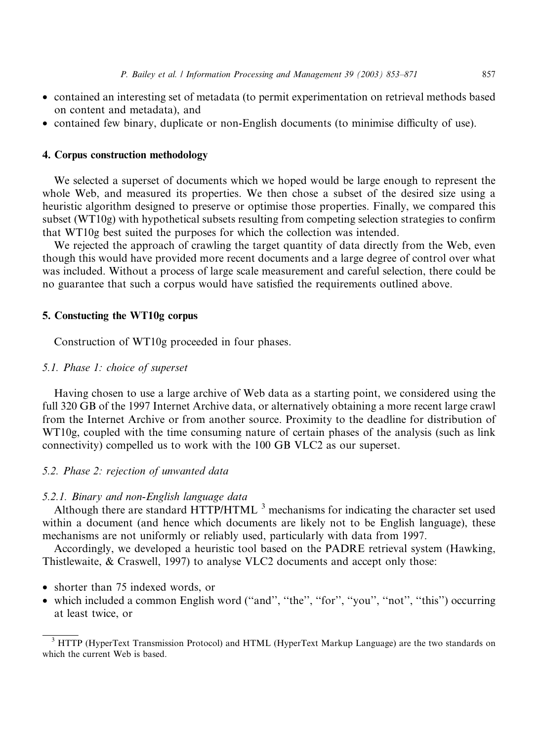- contained an interesting set of metadata (to permit experimentation on retrieval methods based on content and metadata), and
- contained few binary, duplicate or non-English documents (to minimise difficulty of use).

## 4. Corpus construction methodology

We selected a superset of documents which we hoped would be large enough to represent the whole Web, and measured its properties. We then chose a subset of the desired size using a heuristic algorithm designed to preserve or optimise those properties. Finally, we compared this subset (WT10g) with hypothetical subsets resulting from competing selection strategies to confirm that WT10g best suited the purposes for which the collection was intended.

We rejected the approach of crawling the target quantity of data directly from the Web, even though this would have provided more recent documents and a large degree of control over what was included. Without a process of large scale measurement and careful selection, there could be no guarantee that such a corpus would have satisfied the requirements outlined above.

## 5. Constucting the WT10g corpus

Construction of WT10g proceeded in four phases.

### 5.1. Phase 1: choice of superset

Having chosen to use a large archive of Web data as a starting point, we considered using the full 320 GB of the 1997 Internet Archive data, or alternatively obtaining a more recent large crawl from the Internet Archive or from another source. Proximity to the deadline for distribution of WT10g, coupled with the time consuming nature of certain phases of the analysis (such as link connectivity) compelled us to work with the 100 GB VLC2 as our superset.

### 5.2. Phase 2: rejection of unwanted data

#### 5.2.1. Binary and non-English language data

Although there are standard HTTP/HTML [3] mechanisms for indicating the character set used within a document (and hence which documents are likely not to be English language), these mechanisms are not uniformly or reliably used, particularly with data from 1997.

Accordingly, we developed a heuristic tool based on the PADRE retrieval system (Hawking, Thistlewaite, & Craswell, 1997) to analyse VLC2 documents and accept only those:

- shorter than 75 indexed words, or
- which included a common English word ("and", "the", "for", "you", "not", "this") occurring at least twice, or

[3] HTTP (HyperText Transmission Protocol) and HTML (HyperText Markup Language) are the two standards on which the current Web is based.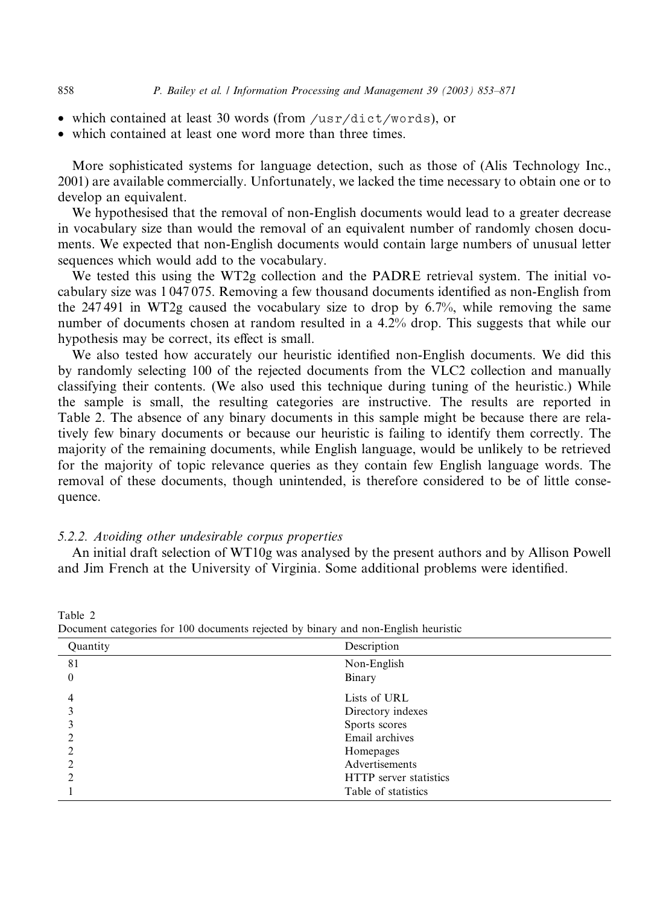- which contained at least 30 words (from `/usr/dict/words`), or
- which contained at least one word more than three times.

More sophisticated systems for language detection, such as those of (Alis Technology Inc., 2001) are available commercially. Unfortunately, we lacked the time necessary to obtain one or to develop an equivalent.

We hypothesised that the removal of non-English documents would lead to a greater decrease in vocabulary size than would the removal of an equivalent number of randomly chosen documents. We expected that non-English documents would contain large numbers of unusual letter sequences which would add to the vocabulary.

We tested this using the WT2g collection and the PADRE retrieval system. The initial vocabulary size was 1 047 075. Removing a few thousand documents identified as non-English from the 247 491 in WT2g caused the vocabulary size to drop by 6.7%, while removing the same number of documents chosen at random resulted in a 4.2% drop. This suggests that while our hypothesis may be correct, its effect is small.

We also tested how accurately our heuristic identified non-English documents. We did this by randomly selecting 100 of the rejected documents from the VLC2 collection and manually classifying their contents. (We also used this technique during tuning of the heuristic.) While the sample is small, the resulting categories are instructive. The results are reported in Table 2. The absence of any binary documents in this sample might be because there are relatively few binary documents or because our heuristic is failing to identify them correctly. The majority of the remaining documents, while English language, would be unlikely to be retrieved for the majority of topic relevance queries as they contain few English language words. The removal of these documents, though unintended, is therefore considered to be of little consequence.

#### 5.2.2. *Avoiding other undesirable corpus properties*

An initial draft selection of WT10g was analysed by the present authors and by Allison Powell and Jim French at the University of Virginia. Some additional problems were identified.

Table 2
Document categories for 100 documents rejected by binary and non-English heuristic

| Quantity | Description |
|---|---|
| 81 | Non-English |
| 0 | Binary |
| 4 | Lists of URL |
| 3 | Directory indexes |
| 3 | Sports scores |
| 2 | Email archives |
| 2 | Homepages |
| 2 | Advertisements |
| 2 | HTTP server statistics |
| 1 | Table of statistics |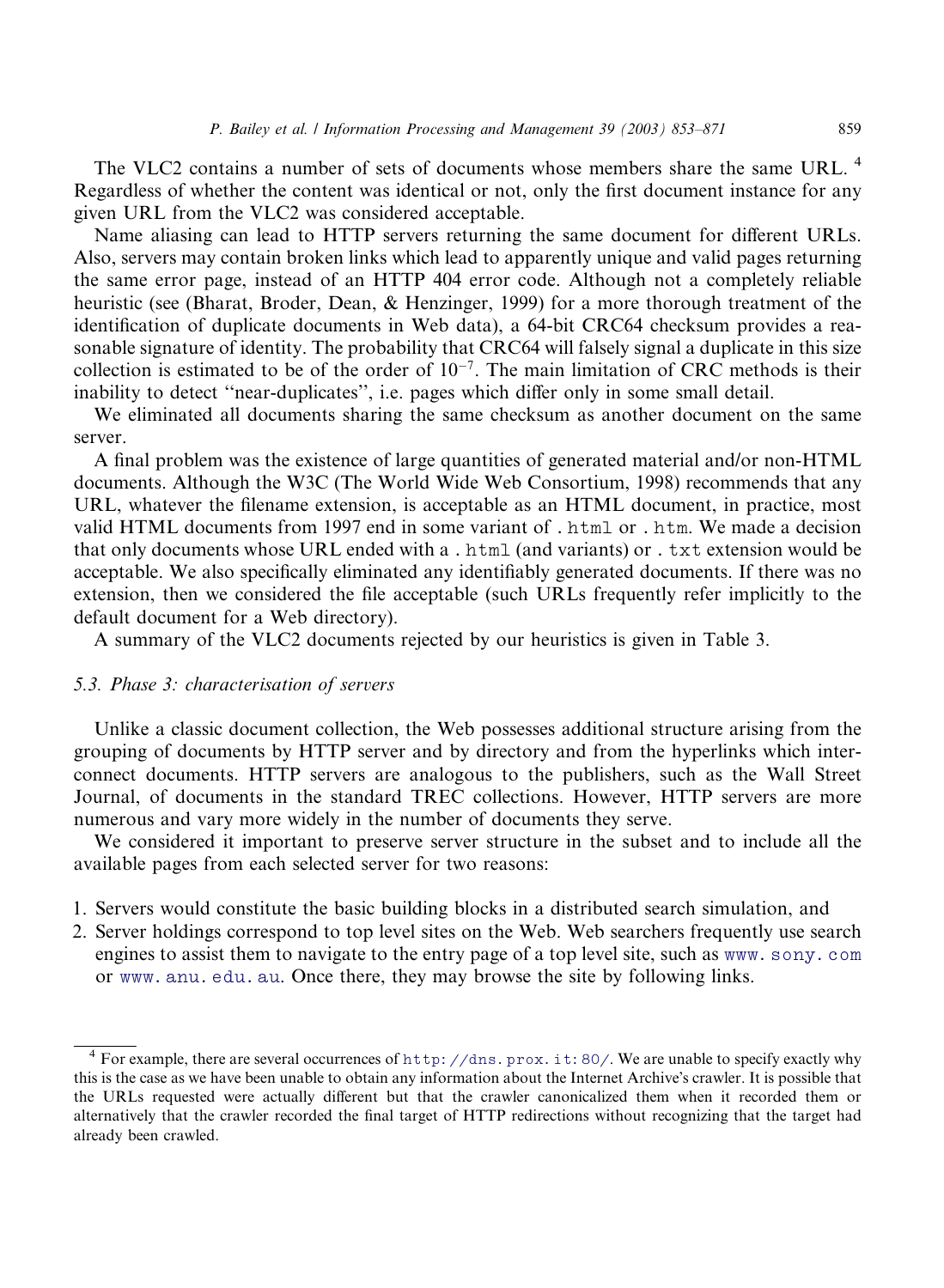The VLC2 contains a number of sets of documents whose members share the same URL. [4] Regardless of whether the content was identical or not, only the first document instance for any given URL from the VLC2 was considered acceptable.

Name aliasing can lead to HTTP servers returning the same document for different URLs. Also, servers may contain broken links which lead to apparently unique and valid pages returning the same error page, instead of an HTTP 404 error code. Although not a completely reliable heuristic (see (Bharat, Broder, Dean, & Henzinger, 1999) for a more thorough treatment of the identification of duplicate documents in Web data), a 64-bit CRC64 checksum provides a reasonable signature of identity. The probability that CRC64 will falsely signal a duplicate in this size collection is estimated to be of the order of $10^{-7}$. The main limitation of CRC methods is their inability to detect "near-duplicates", i.e. pages which differ only in some small detail.

We eliminated all documents sharing the same checksum as another document on the same server.

A final problem was the existence of large quantities of generated material and/or non-HTML documents. Although the W3C (The World Wide Web Consortium, 1998) recommends that any URL, whatever the filename extension, is acceptable as an HTML document, in practice, most valid HTML documents from 1997 end in some variant of `.html` or `.htm`. We made a decision that only documents whose URL ended with a `.html` (and variants) or `.txt` extension would be acceptable. We also specifically eliminated any identifiably generated documents. If there was no extension, then we considered the file acceptable (such URLs frequently refer implicitly to the default document for a Web directory).

A summary of the VLC2 documents rejected by our heuristics is given in Table 3.

### 5.3. Phase 3: characterisation of servers

Unlike a classic document collection, the Web possesses additional structure arising from the grouping of documents by HTTP server and by directory and from the hyperlinks which interconnect documents. HTTP servers are analogous to the publishers, such as the Wall Street Journal, of documents in the standard TREC collections. However, HTTP servers are more numerous and vary more widely in the number of documents they serve.

We considered it important to preserve server structure in the subset and to include all the available pages from each selected server for two reasons:

1. Servers would constitute the basic building blocks in a distributed search simulation, and
2. Server holdings correspond to top level sites on the Web. Web searchers frequently use search engines to assist them to navigate to the entry page of a top level site, such as www.sony.com or www.anu.edu.au. Once there, they may browse the site by following links.

---

[4] For example, there are several occurrences of http://dns.prox.it:80/. We are unable to specify exactly why this is the case as we have been unable to obtain any information about the Internet Archive's crawler. It is possible that the URLs requested were actually different but that the crawler canonicalized them when it recorded them or alternatively that the crawler recorded the final target of HTTP redirections without recognizing that the target had already been crawled.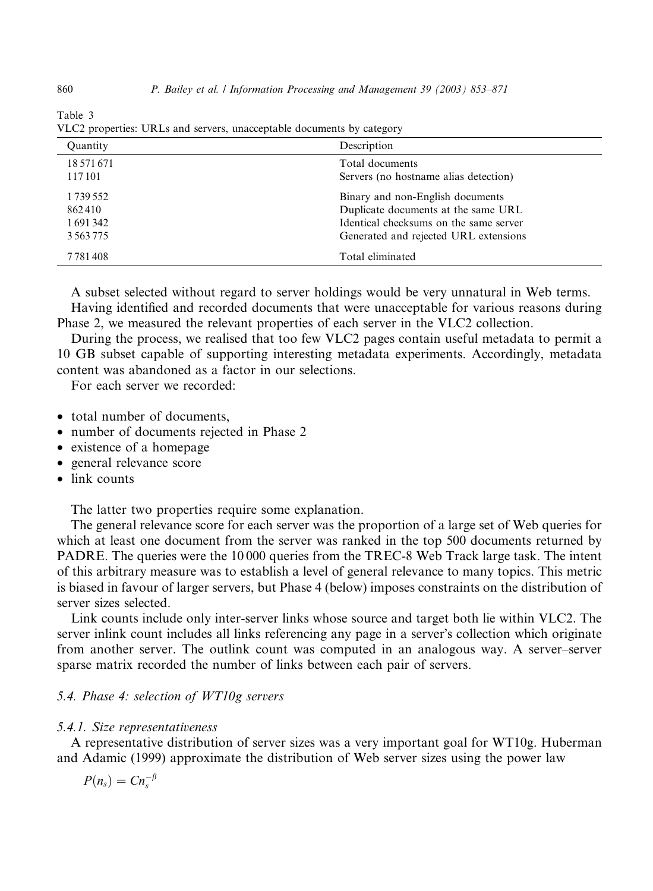Table 3
VLC2 properties: URLs and servers, unacceptable documents by category

| Quantity | Description |
|---|---|
| 18 571 671 | Total documents |
| 117 101 | Servers (no hostname alias detection) |
| 1 739 552 | Binary and non-English documents |
| 862 410 | Duplicate documents at the same URL |
| 1 691 342 | Identical checksums on the same server |
| 3 563 775 | Generated and rejected URL extensions |
| 7 781 408 | Total eliminated |

A subset selected without regard to server holdings would be very unnatural in Web terms.

Having identified and recorded documents that were unacceptable for various reasons during Phase 2, we measured the relevant properties of each server in the VLC2 collection.

During the process, we realised that too few VLC2 pages contain useful metadata to permit a 10 GB subset capable of supporting interesting metadata experiments. Accordingly, metadata content was abandoned as a factor in our selections.

For each server we recorded:

- total number of documents,
- number of documents rejected in Phase 2
- existence of a homepage
- general relevance score
- link counts

The latter two properties require some explanation.

The general relevance score for each server was the proportion of a large set of Web queries for which at least one document from the server was ranked in the top 500 documents returned by PADRE. The queries were the 10 000 queries from the TREC-8 Web Track large task. The intent of this arbitrary measure was to establish a level of general relevance to many topics. This metric is biased in favour of larger servers, but Phase 4 (below) imposes constraints on the distribution of server sizes selected.

Link counts include only inter-server links whose source and target both lie within VLC2. The server inlink count includes all links referencing any page in a server's collection which originate from another server. The outlink count was computed in an analogous way. A server–server sparse matrix recorded the number of links between each pair of servers.

### 5.4. Phase 4: selection of WT10g servers

#### 5.4.1. Size representativeness

A representative distribution of server sizes was a very important goal for WT10g. Huberman and Adamic (1999) approximate the distribution of Web server sizes using the power law

$$P(n_s) = Cn_s^{-\beta}$$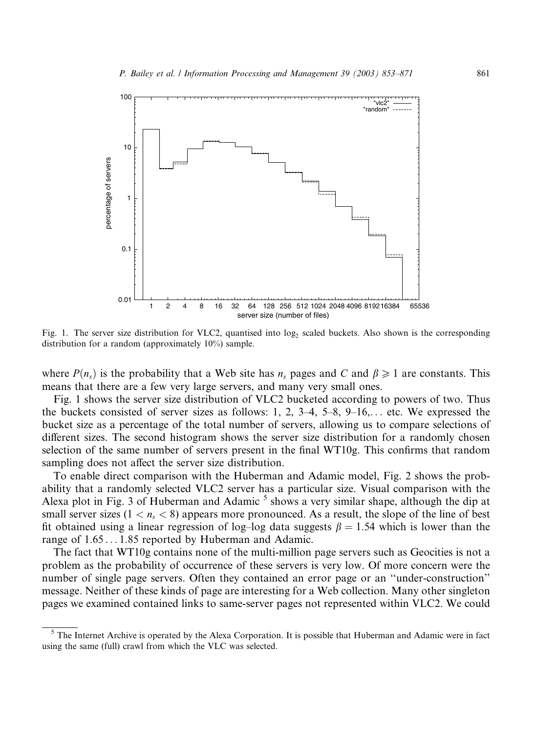Fig. 1. The server size distribution for VLC2, quantised into $\log_2$ scaled buckets. Also shown is the corresponding distribution for a random (approximately 10%) sample.

where $P(n_s)$ is the probability that a Web site has $n_s$ pages and $C$ and $\beta \geqslant 1$ are constants. This means that there are a few very large servers, and many very small ones.

Fig. 1 shows the server size distribution of VLC2 bucketed according to powers of two. Thus the buckets consisted of server sizes as follows: 1, 2, 3–4, 5–8, 9–16,... etc. We expressed the bucket size as a percentage of the total number of servers, allowing us to compare selections of different sizes. The second histogram shows the server size distribution for a randomly chosen selection of the same number of servers present in the final WT10g. This confirms that random sampling does not affect the server size distribution.

To enable direct comparison with the Huberman and Adamic model, Fig. 2 shows the probability that a randomly selected VLC2 server has a particular size. Visual comparison with the Alexa plot in Fig. 3 of Huberman and Adamic [5] shows a very similar shape, although the dip at small server sizes ($1 < n_s < 8$) appears more pronounced. As a result, the slope of the line of best fit obtained using a linear regression of log–log data suggests $\beta = 1.54$ which is lower than the range of $1.65 \ldots 1.85$ reported by Huberman and Adamic.

The fact that WT10g contains none of the multi-million page servers such as Geocities is not a problem as the probability of occurrence of these servers is very low. Of more concern were the number of single page servers. Often they contained an error page or an ''under-construction'' message. Neither of these kinds of page are interesting for a Web collection. Many other singleton pages we examined contained links to same-server pages not represented within VLC2. We could

[5] The Internet Archive is operated by the Alexa Corporation. It is possible that Huberman and Adamic were in fact using the same (full) crawl from which the VLC was selected.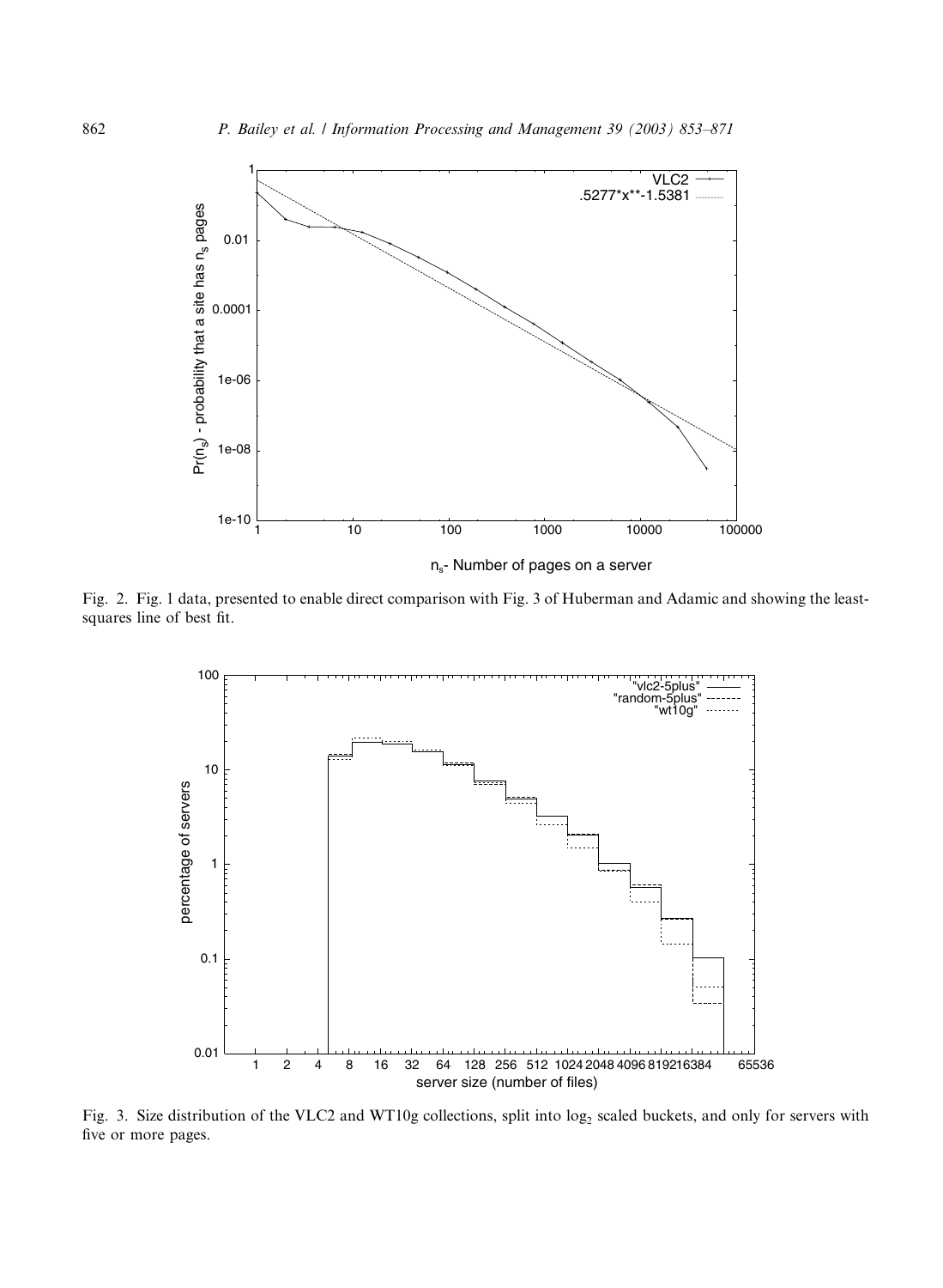Fig. 2. Fig. 1 data, presented to enable direct comparison with Fig. 3 of Huberman and Adamic and showing the least-squares line of best fit.

Fig. 3. Size distribution of the VLC2 and WT10g collections, split into $\log_2$ scaled buckets, and only for servers with five or more pages.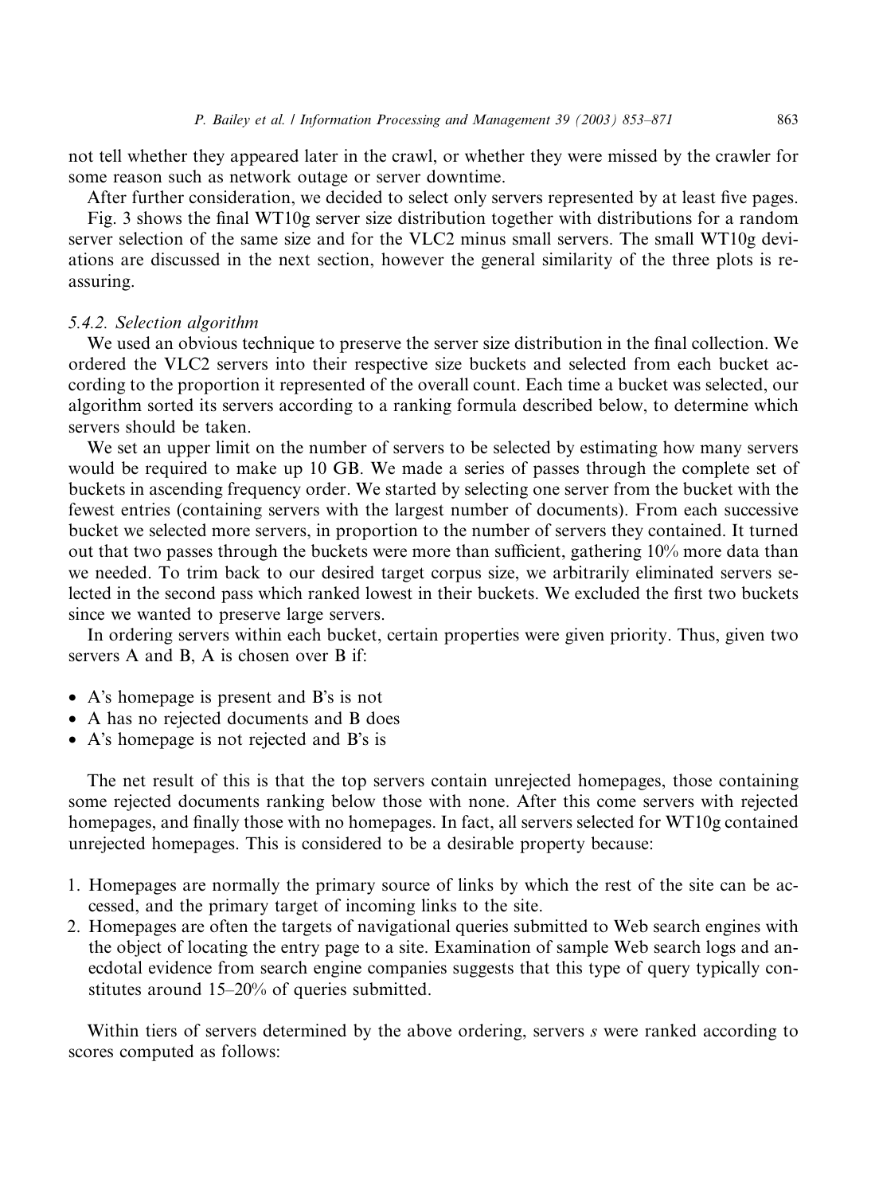not tell whether they appeared later in the crawl, or whether they were missed by the crawler for some reason such as network outage or server downtime.

After further consideration, we decided to select only servers represented by at least five pages. Fig. 3 shows the final WT10g server size distribution together with distributions for a random server selection of the same size and for the VLC2 minus small servers. The small WT10g deviations are discussed in the next section, however the general similarity of the three plots is reassuring.

### 5.4.2. Selection algorithm

We used an obvious technique to preserve the server size distribution in the final collection. We ordered the VLC2 servers into their respective size buckets and selected from each bucket according to the proportion it represented of the overall count. Each time a bucket was selected, our algorithm sorted its servers according to a ranking formula described below, to determine which servers should be taken.

We set an upper limit on the number of servers to be selected by estimating how many servers would be required to make up 10 GB. We made a series of passes through the complete set of buckets in ascending frequency order. We started by selecting one server from the bucket with the fewest entries (containing servers with the largest number of documents). From each successive bucket we selected more servers, in proportion to the number of servers they contained. It turned out that two passes through the buckets were more than sufficient, gathering 10% more data than we needed. To trim back to our desired target corpus size, we arbitrarily eliminated servers selected in the second pass which ranked lowest in their buckets. We excluded the first two buckets since we wanted to preserve large servers.

In ordering servers within each bucket, certain properties were given priority. Thus, given two servers A and B, A is chosen over B if:

- A's homepage is present and B's is not
- A has no rejected documents and B does
- A's homepage is not rejected and B's is

The net result of this is that the top servers contain unrejected homepages, those containing some rejected documents ranking below those with none. After this come servers with rejected homepages, and finally those with no homepages. In fact, all servers selected for WT10g contained unrejected homepages. This is considered to be a desirable property because:

1. Homepages are normally the primary source of links by which the rest of the site can be accessed, and the primary target of incoming links to the site.
2. Homepages are often the targets of navigational queries submitted to Web search engines with the object of locating the entry page to a site. Examination of sample Web search logs and anecdotal evidence from search engine companies suggests that this type of query typically constitutes around 15–20% of queries submitted.

Within tiers of servers determined by the above ordering, servers $s$ were ranked according to scores computed as follows: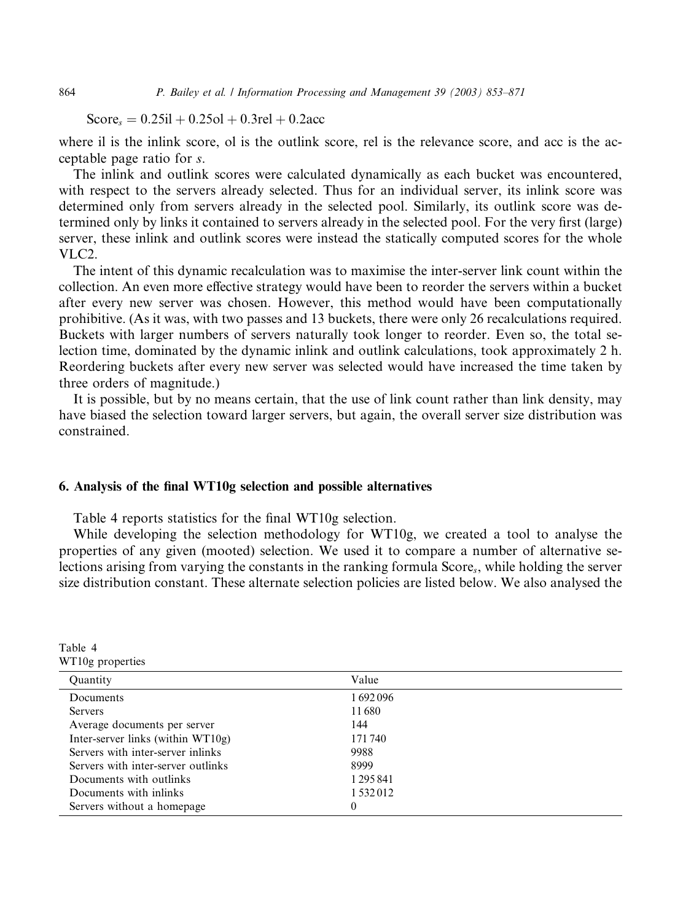$$\text{Score}_s = 0.25\text{il} + 0.25\text{ol} + 0.3\text{rel} + 0.2\text{acc}$$

where il is the inlink score, ol is the outlink score, rel is the relevance score, and acc is the acceptable page ratio for $s$.

The inlink and outlink scores were calculated dynamically as each bucket was encountered, with respect to the servers already selected. Thus for an individual server, its inlink score was determined only from servers already in the selected pool. Similarly, its outlink score was determined only by links it contained to servers already in the selected pool. For the very first (large) server, these inlink and outlink scores were instead the statically computed scores for the whole VLC2.

The intent of this dynamic recalculation was to maximise the inter-server link count within the collection. An even more effective strategy would have been to reorder the servers within a bucket after every new server was chosen. However, this method would have been computationally prohibitive. (As it was, with two passes and 13 buckets, there were only 26 recalculations required. Buckets with larger numbers of servers naturally took longer to reorder. Even so, the total selection time, dominated by the dynamic inlink and outlink calculations, took approximately 2 h. Reordering buckets after every new server was selected would have increased the time taken by three orders of magnitude.)

It is possible, but by no means certain, that the use of link count rather than link density, may have biased the selection toward larger servers, but again, the overall server size distribution was constrained.

## 6. Analysis of the final WT10g selection and possible alternatives

Table 4 reports statistics for the final WT10g selection.

While developing the selection methodology for WT10g, we created a tool to analyse the properties of any given (mooted) selection. We used it to compare a number of alternative selections arising from varying the constants in the ranking formula $\text{Score}_s$, while holding the server size distribution constant. These alternate selection policies are listed below. We also analysed the

Table 4
WT10g properties

| Quantity | Value |
|---|---|
| Documents | 1 692 096 |
| Servers | 11 680 |
| Average documents per server | 144 |
| Inter-server links (within WT10g) | 171 740 |
| Servers with inter-server inlinks | 9988 |
| Servers with inter-server outlinks | 8999 |
| Documents with outlinks | 1 295 841 |
| Documents with inlinks | 1 532 012 |
| Servers without a homepage | 0 |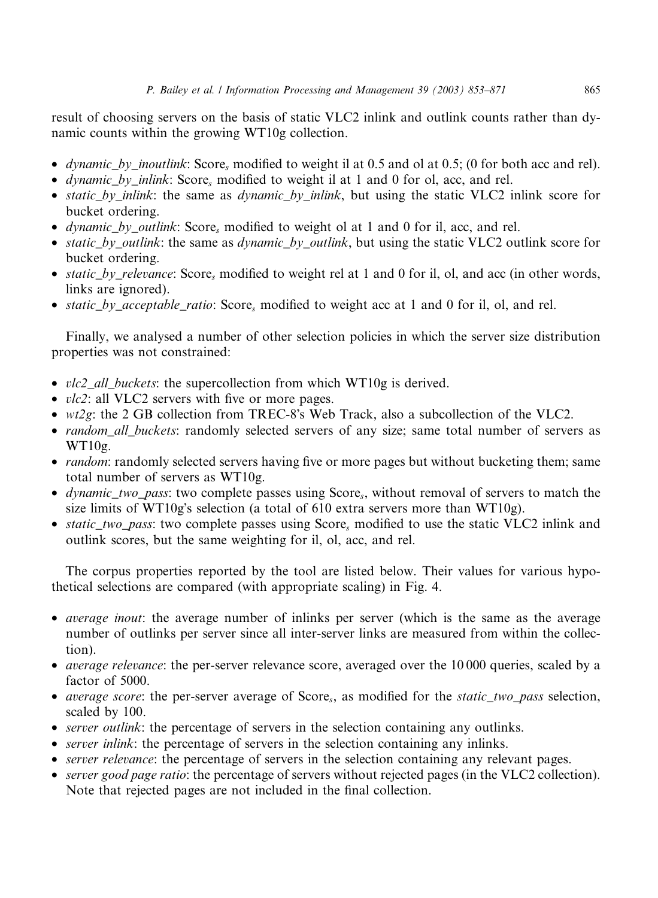result of choosing servers on the basis of static VLC2 inlink and outlink counts rather than dynamic counts within the growing WT10g collection.

- *dynamic_by_inoutlink*: $Score_s$ modified to weight il at 0.5 and ol at 0.5; (0 for both acc and rel).
- *dynamic_by_inlink*: $Score_s$ modified to weight il at 1 and 0 for ol, acc, and rel.
- *static_by_inlink*: the same as *dynamic_by_inlink*, but using the static VLC2 inlink score for bucket ordering.
- *dynamic_by_outlink*: $Score_s$ modified to weight ol at 1 and 0 for il, acc, and rel.
- *static_by_outlink*: the same as *dynamic_by_outlink*, but using the static VLC2 outlink score for bucket ordering.
- *static_by_relevance*: $Score_s$ modified to weight rel at 1 and 0 for il, ol, and acc (in other words, links are ignored).
- *static_by_acceptable_ratio*: $Score_s$ modified to weight acc at 1 and 0 for il, ol, and rel.

Finally, we analysed a number of other selection policies in which the server size distribution properties was not constrained:

- *vlc2_all_buckets*: the supercollection from which WT10g is derived.
- *vlc2*: all VLC2 servers with five or more pages.
- *wt2g*: the 2 GB collection from TREC-8's Web Track, also a subcollection of the VLC2.
- *random_all_buckets*: randomly selected servers of any size; same total number of servers as WT10g.
- *random*: randomly selected servers having five or more pages but without bucketing them; same total number of servers as WT10g.
- *dynamic_two_pass*: two complete passes using $Score_s$, without removal of servers to match the size limits of WT10g's selection (a total of 610 extra servers more than WT10g).
- *static_two_pass*: two complete passes using $Score_s$ modified to use the static VLC2 inlink and outlink scores, but the same weighting for il, ol, acc, and rel.

The corpus properties reported by the tool are listed below. Their values for various hypothetical selections are compared (with appropriate scaling) in Fig. 4.

- *average inout*: the average number of inlinks per server (which is the same as the average number of outlinks per server since all inter-server links are measured from within the collection).
- *average relevance*: the per-server relevance score, averaged over the 10 000 queries, scaled by a factor of 5000.
- *average score*: the per-server average of $Score_s$, as modified for the *static_two_pass* selection, scaled by 100.
- *server outlink*: the percentage of servers in the selection containing any outlinks.
- *server inlink*: the percentage of servers in the selection containing any inlinks.
- *server relevance*: the percentage of servers in the selection containing any relevant pages.
- *server good page ratio*: the percentage of servers without rejected pages (in the VLC2 collection). Note that rejected pages are not included in the final collection.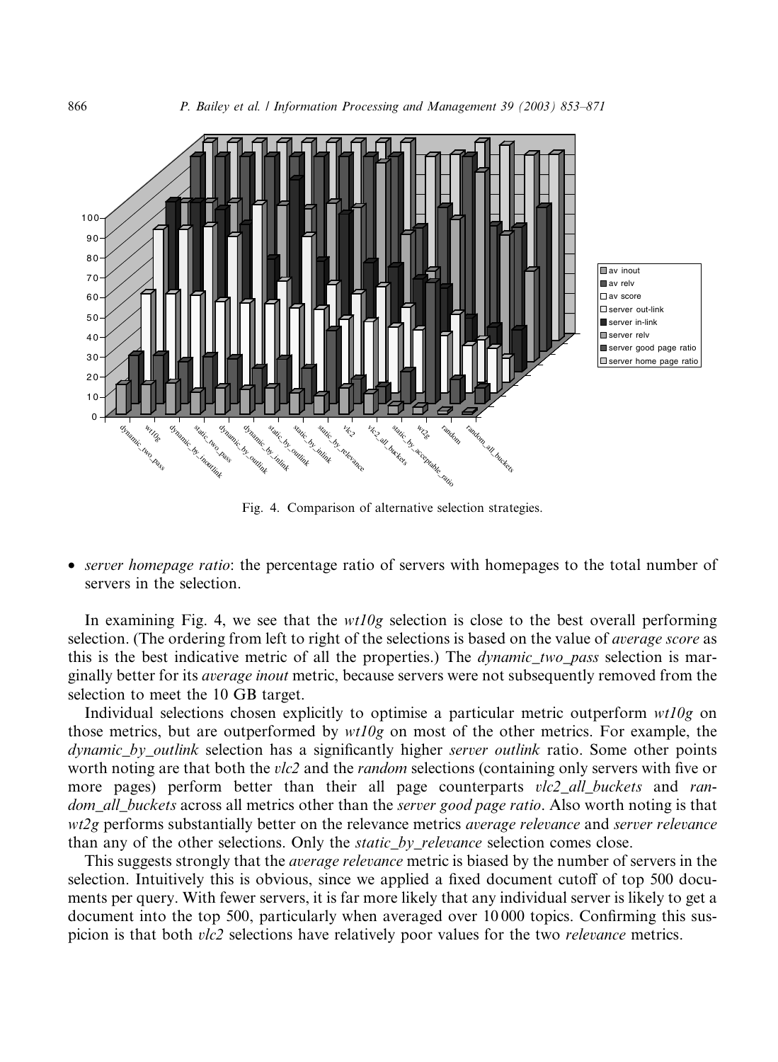Fig. 4. Comparison of alternative selection strategies.

- *server homepage ratio*: the percentage ratio of servers with homepages to the total number of servers in the selection.

In examining Fig. 4, we see that the *wt10g* selection is close to the best overall performing selection. (The ordering from left to right of the selections is based on the value of *average score* as this is the best indicative metric of all the properties.) The *dynamic_two_pass* selection is marginally better for its *average inout* metric, because servers were not subsequently removed from the selection to meet the 10 GB target.

Individual selections chosen explicitly to optimise a particular metric outperform *wt10g* on those metrics, but are outperformed by *wt10g* on most of the other metrics. For example, the *dynamic_by_outlink* selection has a significantly higher *server outlink* ratio. Some other points worth noting are that both the *vlc2* and the *random* selections (containing only servers with five or more pages) perform better than their all page counterparts *vlc2_all_buckets* and *random_all_buckets* across all metrics other than the *server good page ratio*. Also worth noting is that *wt2g* performs substantially better on the relevance metrics *average relevance* and *server relevance* than any of the other selections. Only the *static_by_relevance* selection comes close.

This suggests strongly that the *average relevance* metric is biased by the number of servers in the selection. Intuitively this is obvious, since we applied a fixed document cutoff of top 500 documents per query. With fewer servers, it is far more likely that any individual server is likely to get a document into the top 500, particularly when averaged over 10 000 topics. Confirming this suspicion is that both *vlc2* selections have relatively poor values for the two *relevance* metrics.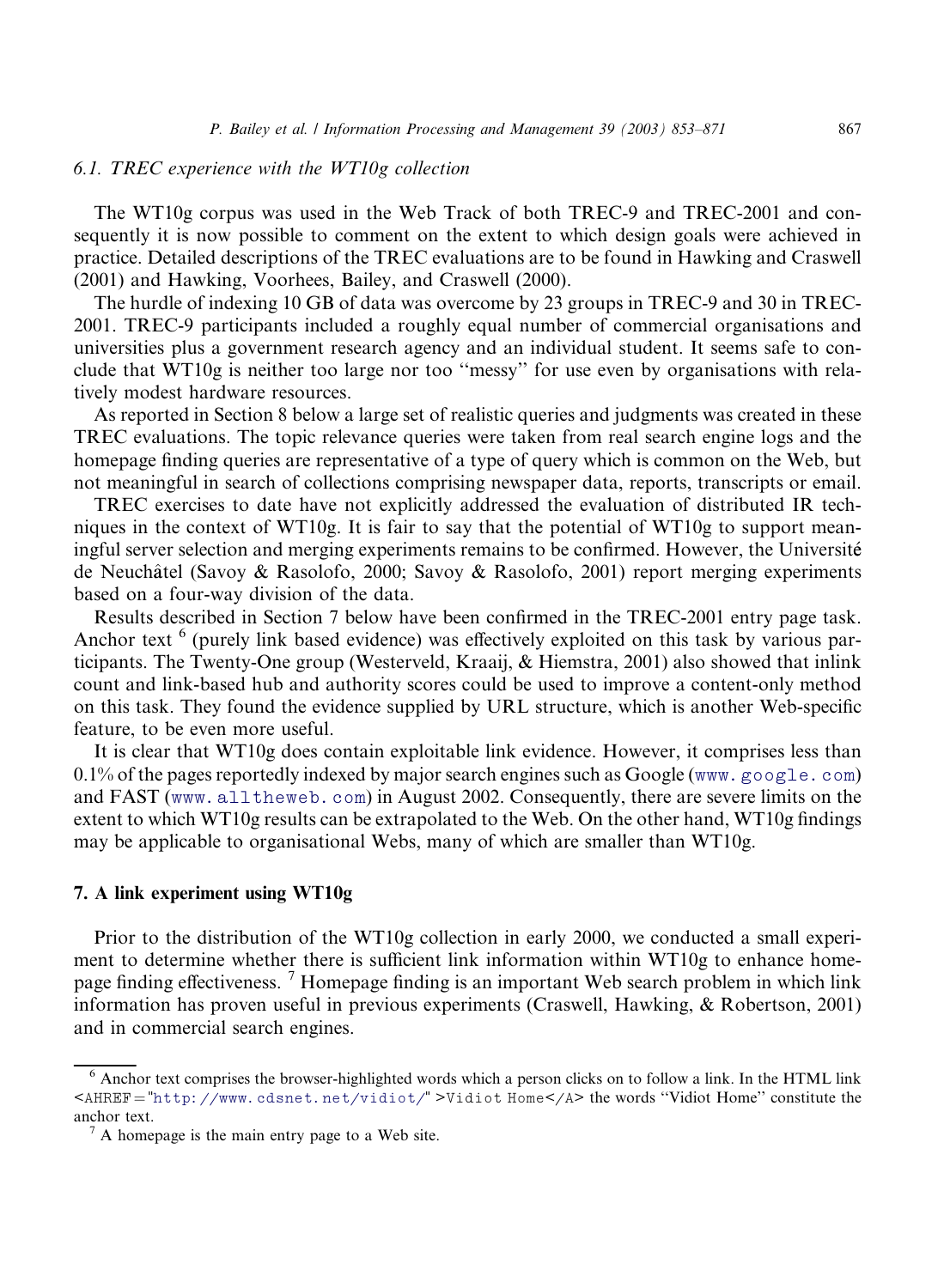### 6.1. TREC experience with the WT10g collection

The WT10g corpus was used in the Web Track of both TREC-9 and TREC-2001 and consequently it is now possible to comment on the extent to which design goals were achieved in practice. Detailed descriptions of the TREC evaluations are to be found in Hawking and Craswell (2001) and Hawking, Voorhees, Bailey, and Craswell (2000).

The hurdle of indexing 10 GB of data was overcome by 23 groups in TREC-9 and 30 in TREC-2001. TREC-9 participants included a roughly equal number of commercial organisations and universities plus a government research agency and an individual student. It seems safe to conclude that WT10g is neither too large nor too ''messy'' for use even by organisations with relatively modest hardware resources.

As reported in Section 8 below a large set of realistic queries and judgments was created in these TREC evaluations. The topic relevance queries were taken from real search engine logs and the homepage finding queries are representative of a type of query which is common on the Web, but not meaningful in search of collections comprising newspaper data, reports, transcripts or email.

TREC exercises to date have not explicitly addressed the evaluation of distributed IR techniques in the context of WT10g. It is fair to say that the potential of WT10g to support meaningful server selection and merging experiments remains to be confirmed. However, the Université de Neuchâtel (Savoy & Rasolofo, 2000; Savoy & Rasolofo, 2001) report merging experiments based on a four-way division of the data.

Results described in Section 7 below have been confirmed in the TREC-2001 entry page task. Anchor text [6] (purely link based evidence) was effectively exploited on this task by various participants. The Twenty-One group (Westerveld, Kraaij, & Hiemstra, 2001) also showed that inlink count and link-based hub and authority scores could be used to improve a content-only method on this task. They found the evidence supplied by URL structure, which is another Web-specific feature, to be even more useful.

It is clear that WT10g does contain exploitable link evidence. However, it comprises less than 0.1% of the pages reportedly indexed by major search engines such as Google (`www.google.com`) and FAST (`www.alltheweb.com`) in August 2002. Consequently, there are severe limits on the extent to which WT10g results can be extrapolated to the Web. On the other hand, WT10g findings may be applicable to organisational Webs, many of which are smaller than WT10g.

## 7. A link experiment using WT10g

Prior to the distribution of the WT10g collection in early 2000, we conducted a small experiment to determine whether there is sufficient link information within WT10g to enhance homepage finding effectiveness. [7] Homepage finding is an important Web search problem in which link information has proven useful in previous experiments (Craswell, Hawking, & Robertson, 2001) and in commercial search engines.

---

[6] Anchor text comprises the browser-highlighted words which a person clicks on to follow a link. In the HTML link `<AHREF="http://www.cdsnet.net/vidiot/">Vidiot Home</A>` the words ''Vidiot Home'' constitute the anchor text.

[7] A homepage is the main entry page to a Web site.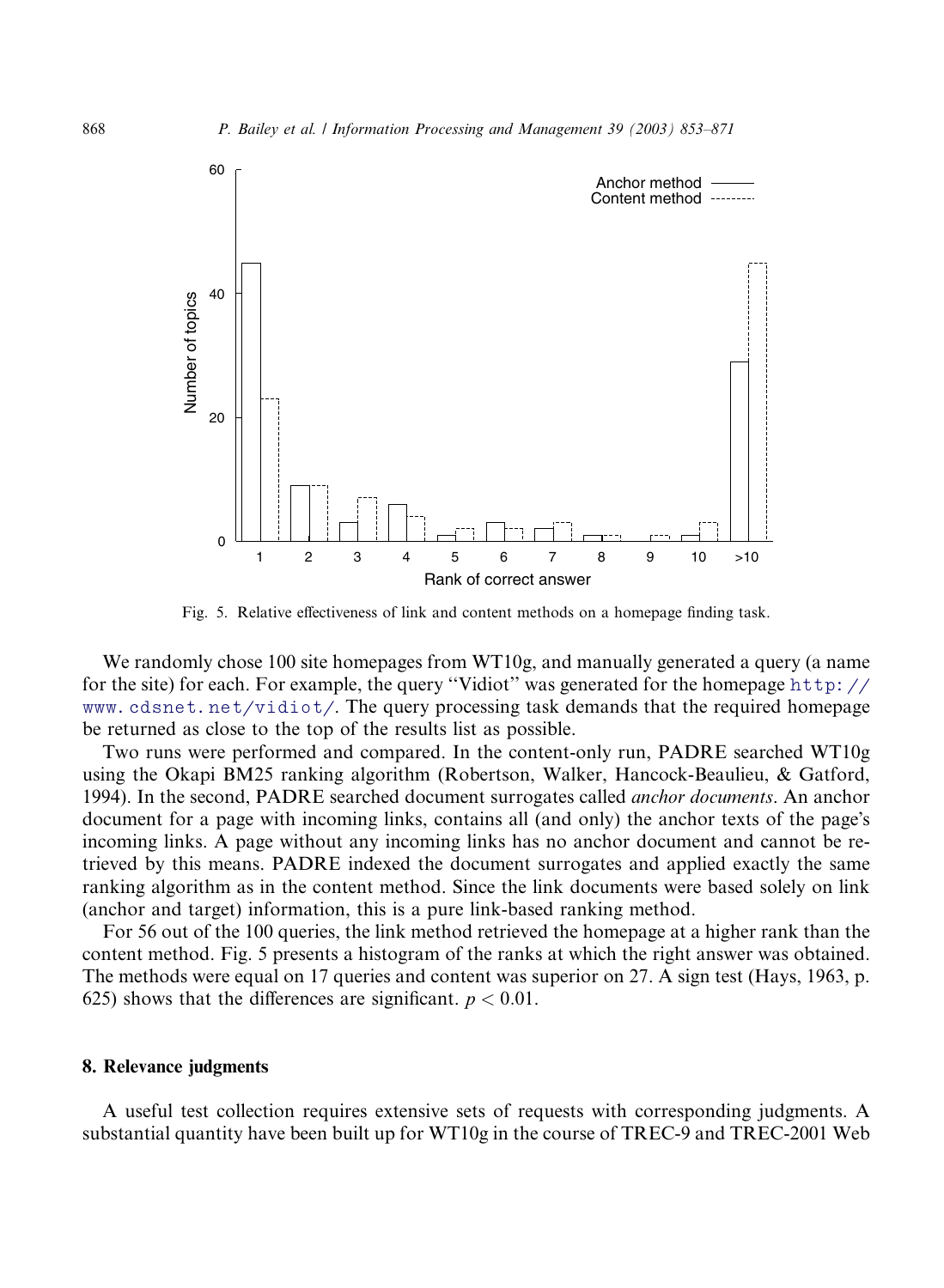Fig. 5. Relative effectiveness of link and content methods on a homepage finding task.

We randomly chose 100 site homepages from WT10g, and manually generated a query (a name for the site) for each. For example, the query ''Vidiot'' was generated for the homepage http://www.cdsnet.net/vidiot/. The query processing task demands that the required homepage be returned as close to the top of the results list as possible.

Two runs were performed and compared. In the content-only run, PADRE searched WT10g using the Okapi BM25 ranking algorithm (Robertson, Walker, Hancock-Beaulieu, & Gatford, 1994). In the second, PADRE searched document surrogates called *anchor documents*. An anchor document for a page with incoming links, contains all (and only) the anchor texts of the page's incoming links. A page without any incoming links has no anchor document and cannot be retrieved by this means. PADRE indexed the document surrogates and applied exactly the same ranking algorithm as in the content method. Since the link documents were based solely on link (anchor and target) information, this is a pure link-based ranking method.

For 56 out of the 100 queries, the link method retrieved the homepage at a higher rank than the content method. Fig. 5 presents a histogram of the ranks at which the right answer was obtained. The methods were equal on 17 queries and content was superior on 27. A sign test (Hays, 1963, p. 625) shows that the differences are significant. $p < 0.01$.

## 8. Relevance judgments

A useful test collection requires extensive sets of requests with corresponding judgments. A substantial quantity have been built up for WT10g in the course of TREC-9 and TREC-2001 Web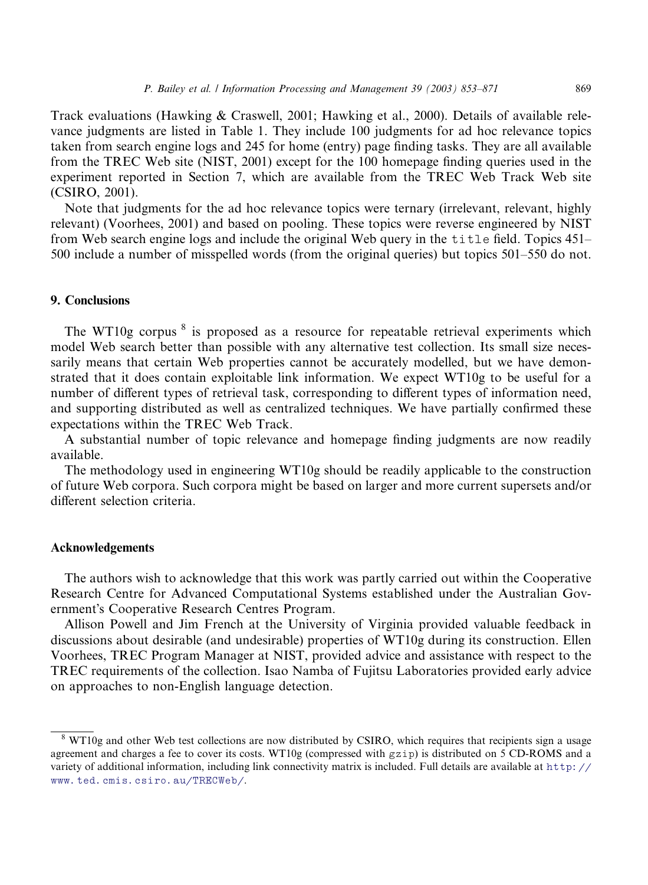Track evaluations (Hawking & Craswell, 2001; Hawking et al., 2000). Details of available relevance judgments are listed in Table 1. They include 100 judgments for ad hoc relevance topics taken from search engine logs and 245 for home (entry) page finding tasks. They are all available from the TREC Web site (NIST, 2001) except for the 100 homepage finding queries used in the experiment reported in Section 7, which are available from the TREC Web Track Web site (CSIRO, 2001).

Note that judgments for the ad hoc relevance topics were ternary (irrelevant, relevant, highly relevant) (Voorhees, 2001) and based on pooling. These topics were reverse engineered by NIST from Web search engine logs and include the original Web query in the `title` field. Topics 451–500 include a number of misspelled words (from the original queries) but topics 501–550 do not.

## 9. Conclusions

The WT10g corpus [8] is proposed as a resource for repeatable retrieval experiments which model Web search better than possible with any alternative test collection. Its small size necessarily means that certain Web properties cannot be accurately modelled, but we have demonstrated that it does contain exploitable link information. We expect WT10g to be useful for a number of different types of retrieval task, corresponding to different types of information need, and supporting distributed as well as centralized techniques. We have partially confirmed these expectations within the TREC Web Track.

A substantial number of topic relevance and homepage finding judgments are now readily available.

The methodology used in engineering WT10g should be readily applicable to the construction of future Web corpora. Such corpora might be based on larger and more current supersets and/or different selection criteria.

## Acknowledgements

The authors wish to acknowledge that this work was partly carried out within the Cooperative Research Centre for Advanced Computational Systems established under the Australian Government's Cooperative Research Centres Program.

Allison Powell and Jim French at the University of Virginia provided valuable feedback in discussions about desirable (and undesirable) properties of WT10g during its construction. Ellen Voorhees, TREC Program Manager at NIST, provided advice and assistance with respect to the TREC requirements of the collection. Isao Namba of Fujitsu Laboratories provided early advice on approaches to non-English language detection.

---

[8] WT10g and other Web test collections are now distributed by CSIRO, which requires that recipients sign a usage agreement and charges a fee to cover its costs. WT10g (compressed with `gzip`) is distributed on 5 CD-ROMS and a variety of additional information, including link connectivity matrix is included. Full details are available at http://www.ted.cmis.csiro.au/TRECWeb/.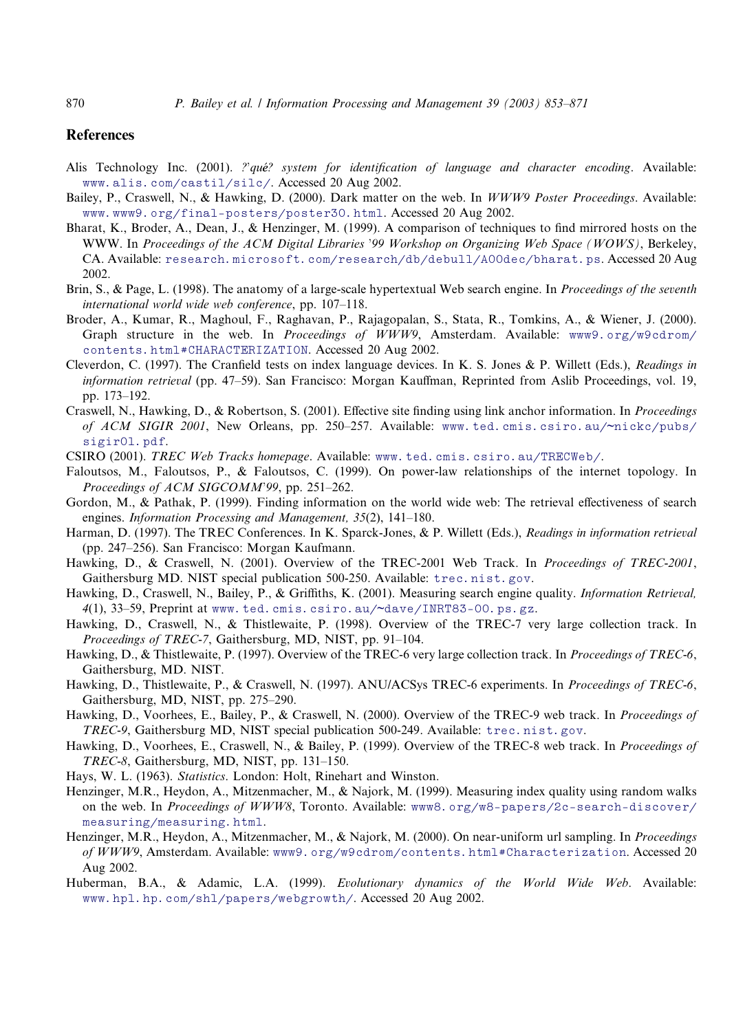## References

Alis Technology Inc. (2001). *?'qué? system for identification of language and character encoding*. Available: www.alis.com/castil/silc/. Accessed 20 Aug 2002.

Bailey, P., Craswell, N., & Hawking, D. (2000). Dark matter on the web. In *WWW9 Poster Proceedings*. Available: www.www9.org/final-posters/poster30.html. Accessed 20 Aug 2002.

Bharat, K., Broder, A., Dean, J., & Henzinger, M. (1999). A comparison of techniques to find mirrored hosts on the WWW. In *Proceedings of the ACM Digital Libraries '99 Workshop on Organizing Web Space (WOWS)*, Berkeley, CA. Available: research.microsoft.com/research/db/debull/A00dec/bharat.ps. Accessed 20 Aug 2002.

Brin, S., & Page, L. (1998). The anatomy of a large-scale hypertextual Web search engine. In *Proceedings of the seventh international world wide web conference*, pp. 107–118.

Broder, A., Kumar, R., Maghoul, F., Raghavan, P., Rajagopalan, S., Stata, R., Tomkins, A., & Wiener, J. (2000). Graph structure in the web. In *Proceedings of WWW9*, Amsterdam. Available: www9.org/w9cdrom/contents.html#CHARACTERIZATION. Accessed 20 Aug 2002.

Cleverdon, C. (1997). The Cranfield tests on index language devices. In K. S. Jones & P. Willett (Eds.), *Readings in information retrieval* (pp. 47–59). San Francisco: Morgan Kauffman, Reprinted from Aslib Proceedings, vol. 19, pp. 173–192.

Craswell, N., Hawking, D., & Robertson, S. (2001). Effective site finding using link anchor information. In *Proceedings of ACM SIGIR 2001*, New Orleans, pp. 250–257. Available: www.ted.cmis.csiro.au/~nickc/pubs/sigir01.pdf.

CSIRO (2001). *TREC Web Tracks homepage*. Available: www.ted.cmis.csiro.au/TRECWeb/.

Faloutsos, M., Faloutsos, P., & Faloutsos, C. (1999). On power-law relationships of the internet topology. In *Proceedings of ACM SIGCOMM'99*, pp. 251–262.

Gordon, M., & Pathak, P. (1999). Finding information on the world wide web: The retrieval effectiveness of search engines. *Information Processing and Management, 35*(2), 141–180.

Harman, D. (1997). The TREC Conferences. In K. Sparck-Jones, & P. Willett (Eds.), *Readings in information retrieval* (pp. 247–256). San Francisco: Morgan Kaufmann.

Hawking, D., & Craswell, N. (2001). Overview of the TREC-2001 Web Track. In *Proceedings of TREC-2001*, Gaithersburg MD. NIST special publication 500-250. Available: trec.nist.gov.

Hawking, D., Craswell, N., Bailey, P., & Griffiths, K. (2001). Measuring search engine quality. *Information Retrieval, 4*(1), 33–59, Preprint at www.ted.cmis.csiro.au/~dave/INRT83-00.ps.gz.

Hawking, D., Craswell, N., & Thistlewaite, P. (1998). Overview of the TREC-7 very large collection track. In *Proceedings of TREC-7*, Gaithersburg, MD, NIST, pp. 91–104.

Hawking, D., & Thistlewaite, P. (1997). Overview of the TREC-6 very large collection track. In *Proceedings of TREC-6*, Gaithersburg, MD. NIST.

Hawking, D., Thistlewaite, P., & Craswell, N. (1997). ANU/ACSys TREC-6 experiments. In *Proceedings of TREC-6*, Gaithersburg, MD, NIST, pp. 275–290.

Hawking, D., Voorhees, E., Bailey, P., & Craswell, N. (2000). Overview of the TREC-9 web track. In *Proceedings of TREC-9*, Gaithersburg MD, NIST special publication 500-249. Available: trec.nist.gov.

Hawking, D., Voorhees, E., Craswell, N., & Bailey, P. (1999). Overview of the TREC-8 web track. In *Proceedings of TREC-8*, Gaithersburg, MD, NIST, pp. 131–150.

Hays, W. L. (1963). *Statistics*. London: Holt, Rinehart and Winston.

Henzinger, M.R., Heydon, A., Mitzenmacher, M., & Najork, M. (1999). Measuring index quality using random walks on the web. In *Proceedings of WWW8*, Toronto. Available: www8.org/w8-papers/2c-search-discover/measuring/measuring.html.

Henzinger, M.R., Heydon, A., Mitzenmacher, M., & Najork, M. (2000). On near-uniform url sampling. In *Proceedings of WWW9*, Amsterdam. Available: www9.org/w9cdrom/contents.html#Characterization. Accessed 20 Aug 2002.

Huberman, B.A., & Adamic, L.A. (1999). *Evolutionary dynamics of the World Wide Web*. Available: www.hpl.hp.com/shl/papers/webgrowth/. Accessed 20 Aug 2002.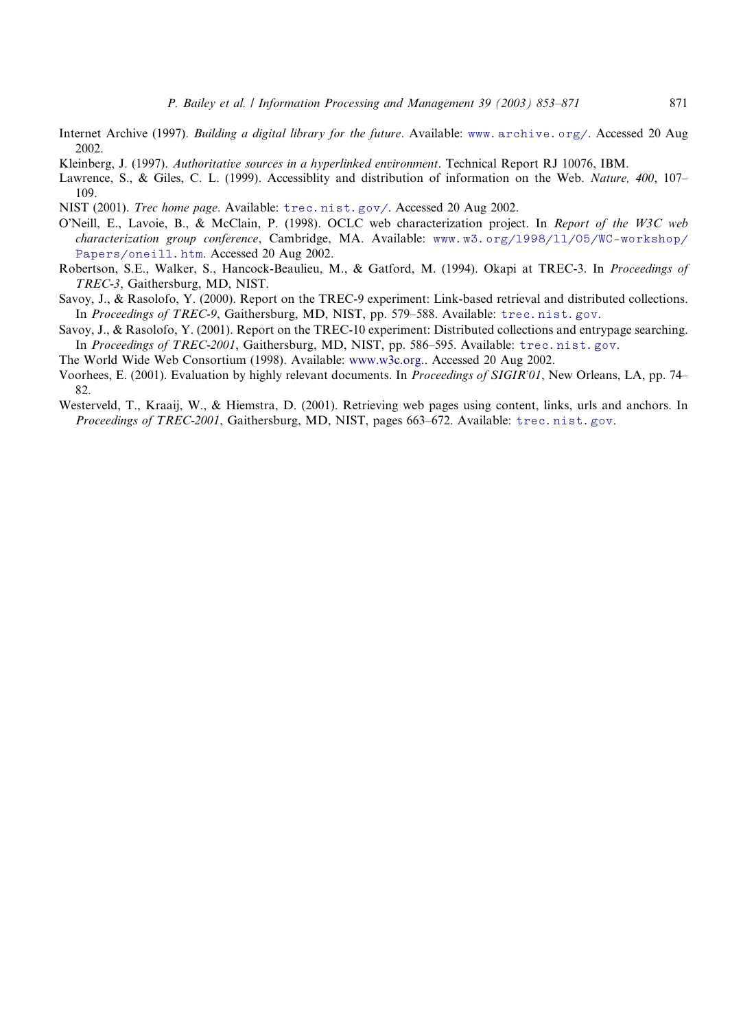Internet Archive (1997). *Building a digital library for the future*. Available: www.archive.org/. Accessed 20 Aug 2002.

Kleinberg, J. (1997). *Authoritative sources in a hyperlinked environment*. Technical Report RJ 10076, IBM.

Lawrence, S., & Giles, C. L. (1999). Accessiblity and distribution of information on the Web. *Nature, 400*, 107–109.

NIST (2001). *Trec home page*. Available: trec.nist.gov/. Accessed 20 Aug 2002.

O'Neill, E., Lavoie, B., & McClain, P. (1998). OCLC web characterization project. In *Report of the W3C web characterization group conference*, Cambridge, MA. Available: www.w3.org/1998/11/05/WC-workshop/Papers/oneill.htm. Accessed 20 Aug 2002.

Robertson, S.E., Walker, S., Hancock-Beaulieu, M., & Gatford, M. (1994). Okapi at TREC-3. In *Proceedings of TREC-3*, Gaithersburg, MD, NIST.

Savoy, J., & Rasolofo, Y. (2000). Report on the TREC-9 experiment: Link-based retrieval and distributed collections. In *Proceedings of TREC-9*, Gaithersburg, MD, NIST, pp. 579–588. Available: trec.nist.gov.

Savoy, J., & Rasolofo, Y. (2001). Report on the TREC-10 experiment: Distributed collections and entrypage searching. In *Proceedings of TREC-2001*, Gaithersburg, MD, NIST, pp. 586–595. Available: trec.nist.gov.

The World Wide Web Consortium (1998). Available: www.w3c.org.. Accessed 20 Aug 2002.

Voorhees, E. (2001). Evaluation by highly relevant documents. In *Proceedings of SIGIR'01*, New Orleans, LA, pp. 74–82.

Westerveld, T., Kraaij, W., & Hiemstra, D. (2001). Retrieving web pages using content, links, urls and anchors. In *Proceedings of TREC-2001*, Gaithersburg, MD, NIST, pages 663–672. Available: trec.nist.gov.